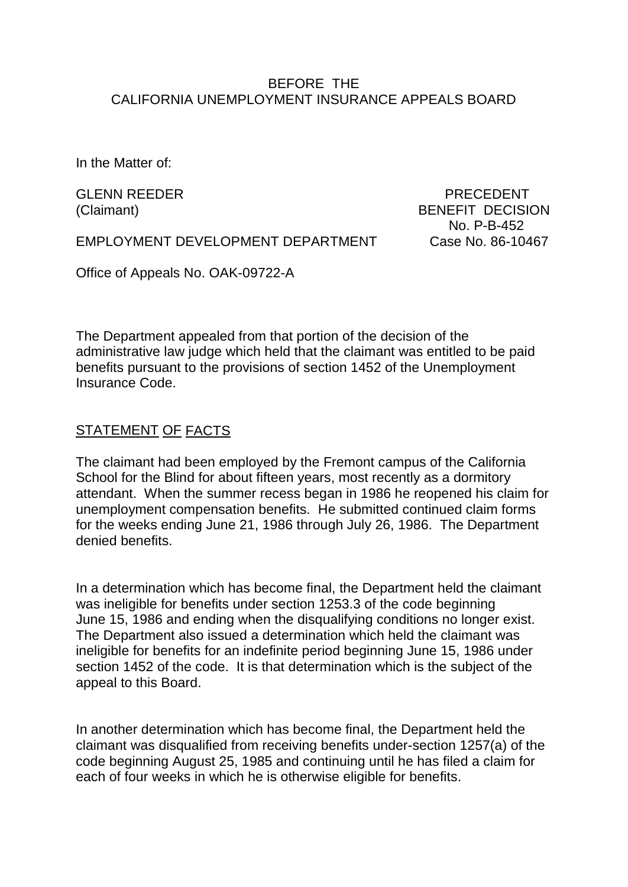BEFORE THE
CALIFORNIA UNEMPLOYMENT INSURANCE APPEALS BOARD

In the Matter of:

GLENN REEDER
(Claimant)

PRECEDENT
BENEFIT DECISION
No. P-B-452
Case No. 86-10467

EMPLOYMENT DEVELOPMENT DEPARTMENT

Office of Appeals No. OAK-09722-A

The Department appealed from that portion of the decision of the administrative law judge which held that the claimant was entitled to be paid benefits pursuant to the provisions of section 1452 of the Unemployment Insurance Code.

## STATEMENT OF FACTS

The claimant had been employed by the Fremont campus of the California School for the Blind for about fifteen years, most recently as a dormitory attendant. When the summer recess began in 1986 he reopened his claim for unemployment compensation benefits. He submitted continued claim forms for the weeks ending June 21, 1986 through July 26, 1986. The Department denied benefits.

In a determination which has become final, the Department held the claimant was ineligible for benefits under section 1253.3 of the code beginning June 15, 1986 and ending when the disqualifying conditions no longer exist. The Department also issued a determination which held the claimant was ineligible for benefits for an indefinite period beginning June 15, 1986 under section 1452 of the code. It is that determination which is the subject of the appeal to this Board.

In another determination which has become final, the Department held the claimant was disqualified from receiving benefits under-section 1257(a) of the code beginning August 25, 1985 and continuing until he has filed a claim for each of four weeks in which he is otherwise eligible for benefits.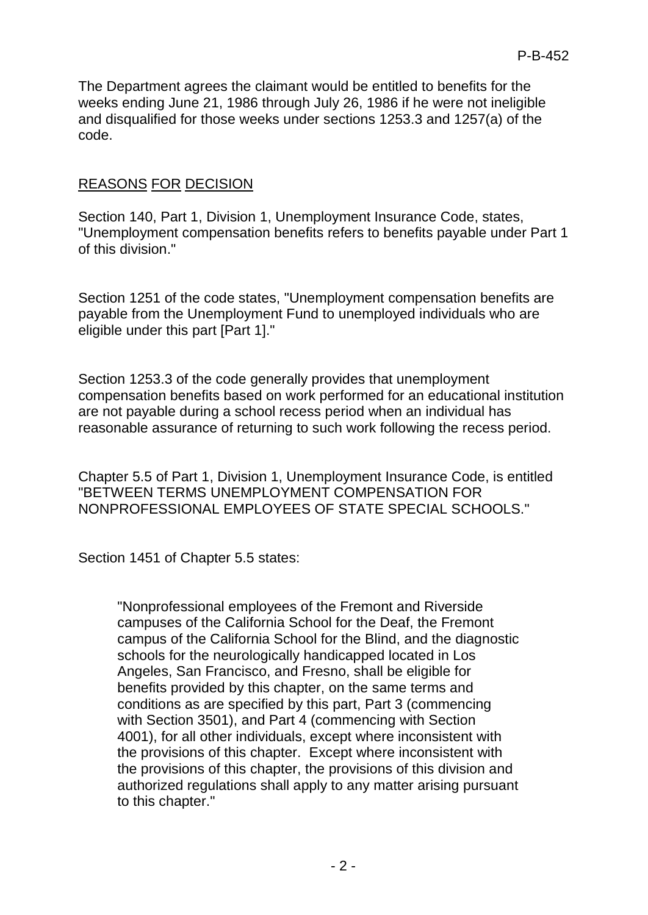The Department agrees the claimant would be entitled to benefits for the weeks ending June 21, 1986 through July 26, 1986 if he were not ineligible and disqualified for those weeks under sections 1253.3 and 1257(a) of the code.

## REASONS FOR DECISION

Section 140, Part 1, Division 1, Unemployment Insurance Code, states, "Unemployment compensation benefits refers to benefits payable under Part 1 of this division."

Section 1251 of the code states, "Unemployment compensation benefits are payable from the Unemployment Fund to unemployed individuals who are eligible under this part [Part 1]."

Section 1253.3 of the code generally provides that unemployment compensation benefits based on work performed for an educational institution are not payable during a school recess period when an individual has reasonable assurance of returning to such work following the recess period.

Chapter 5.5 of Part 1, Division 1, Unemployment Insurance Code, is entitled "BETWEEN TERMS UNEMPLOYMENT COMPENSATION FOR NONPROFESSIONAL EMPLOYEES OF STATE SPECIAL SCHOOLS."

Section 1451 of Chapter 5.5 states:

> "Nonprofessional employees of the Fremont and Riverside campuses of the California School for the Deaf, the Fremont campus of the California School for the Blind, and the diagnostic schools for the neurologically handicapped located in Los Angeles, San Francisco, and Fresno, shall be eligible for benefits provided by this chapter, on the same terms and conditions as are specified by this part, Part 3 (commencing with Section 3501), and Part 4 (commencing with Section 4001), for all other individuals, except where inconsistent with the provisions of this chapter. Except where inconsistent with the provisions of this chapter, the provisions of this division and authorized regulations shall apply to any matter arising pursuant to this chapter."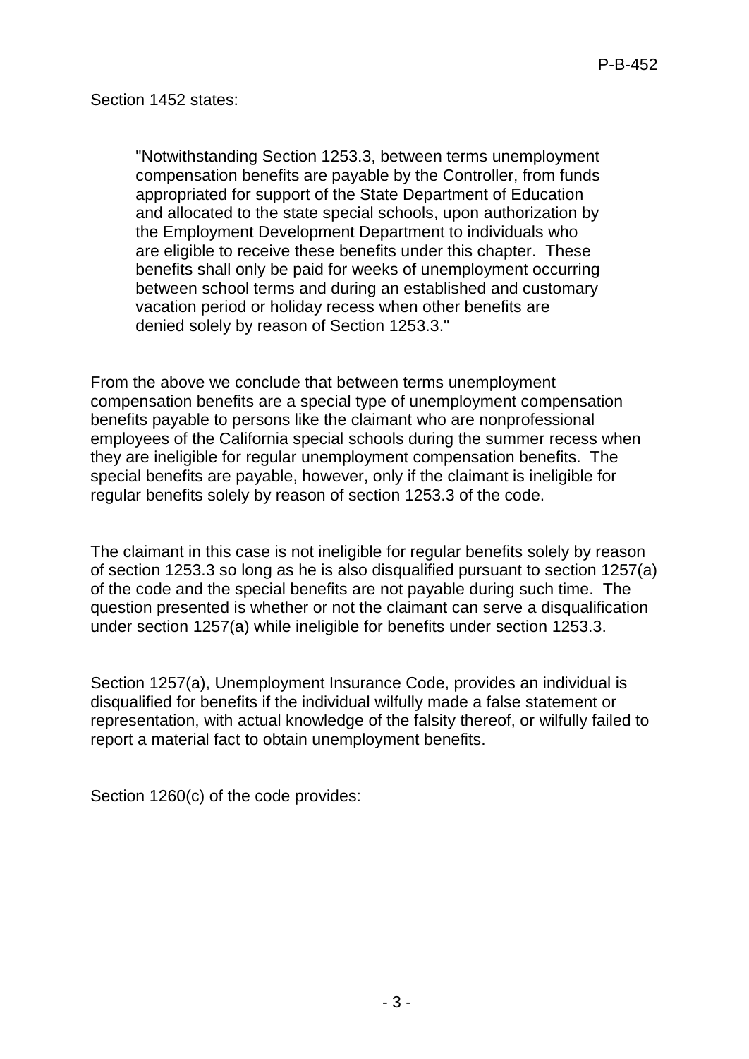Section 1452 states:

> "Notwithstanding Section 1253.3, between terms unemployment compensation benefits are payable by the Controller, from funds appropriated for support of the State Department of Education and allocated to the state special schools, upon authorization by the Employment Development Department to individuals who are eligible to receive these benefits under this chapter. These benefits shall only be paid for weeks of unemployment occurring between school terms and during an established and customary vacation period or holiday recess when other benefits are denied solely by reason of Section 1253.3."

From the above we conclude that between terms unemployment compensation benefits are a special type of unemployment compensation benefits payable to persons like the claimant who are nonprofessional employees of the California special schools during the summer recess when they are ineligible for regular unemployment compensation benefits. The special benefits are payable, however, only if the claimant is ineligible for regular benefits solely by reason of section 1253.3 of the code.

The claimant in this case is not ineligible for regular benefits solely by reason of section 1253.3 so long as he is also disqualified pursuant to section 1257(a) of the code and the special benefits are not payable during such time. The question presented is whether or not the claimant can serve a disqualification under section 1257(a) while ineligible for benefits under section 1253.3.

Section 1257(a), Unemployment Insurance Code, provides an individual is disqualified for benefits if the individual wilfully made a false statement or representation, with actual knowledge of the falsity thereof, or wilfully failed to report a material fact to obtain unemployment benefits.

Section 1260(c) of the code provides: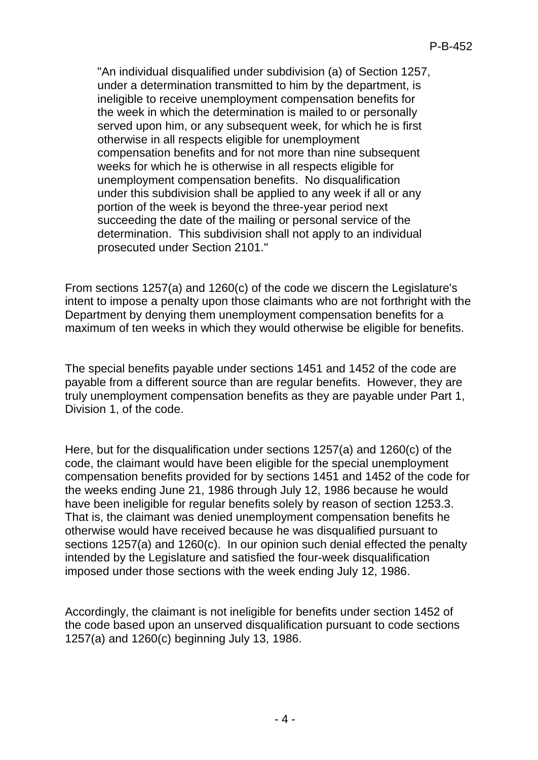> "An individual disqualified under subdivision (a) of Section 1257, under a determination transmitted to him by the department, is ineligible to receive unemployment compensation benefits for the week in which the determination is mailed to or personally served upon him, or any subsequent week, for which he is first otherwise in all respects eligible for unemployment compensation benefits and for not more than nine subsequent weeks for which he is otherwise in all respects eligible for unemployment compensation benefits. No disqualification under this subdivision shall be applied to any week if all or any portion of the week is beyond the three-year period next succeeding the date of the mailing or personal service of the determination. This subdivision shall not apply to an individual prosecuted under Section 2101."

From sections 1257(a) and 1260(c) of the code we discern the Legislature's intent to impose a penalty upon those claimants who are not forthright with the Department by denying them unemployment compensation benefits for a maximum of ten weeks in which they would otherwise be eligible for benefits.

The special benefits payable under sections 1451 and 1452 of the code are payable from a different source than are regular benefits. However, they are truly unemployment compensation benefits as they are payable under Part 1, Division 1, of the code.

Here, but for the disqualification under sections 1257(a) and 1260(c) of the code, the claimant would have been eligible for the special unemployment compensation benefits provided for by sections 1451 and 1452 of the code for the weeks ending June 21, 1986 through July 12, 1986 because he would have been ineligible for regular benefits solely by reason of section 1253.3. That is, the claimant was denied unemployment compensation benefits he otherwise would have received because he was disqualified pursuant to sections 1257(a) and 1260(c). In our opinion such denial effected the penalty intended by the Legislature and satisfied the four-week disqualification imposed under those sections with the week ending July 12, 1986.

Accordingly, the claimant is not ineligible for benefits under section 1452 of the code based upon an unserved disqualification pursuant to code sections 1257(a) and 1260(c) beginning July 13, 1986.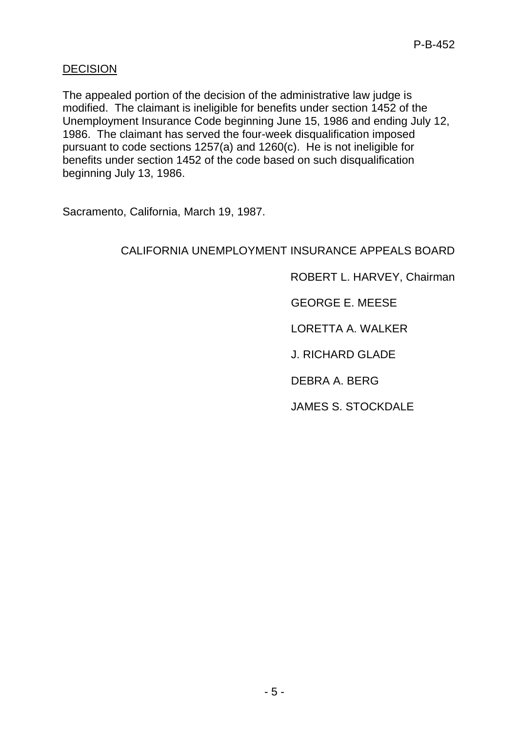## DECISION

The appealed portion of the decision of the administrative law judge is modified. The claimant is ineligible for benefits under section 1452 of the Unemployment Insurance Code beginning June 15, 1986 and ending July 12, 1986. The claimant has served the four-week disqualification imposed pursuant to code sections 1257(a) and 1260(c). He is not ineligible for benefits under section 1452 of the code based on such disqualification beginning July 13, 1986.

Sacramento, California, March 19, 1987.

CALIFORNIA UNEMPLOYMENT INSURANCE APPEALS BOARD

ROBERT L. HARVEY, Chairman

GEORGE E. MEESE

LORETTA A. WALKER

J. RICHARD GLADE

DEBRA A. BERG

JAMES S. STOCKDALE